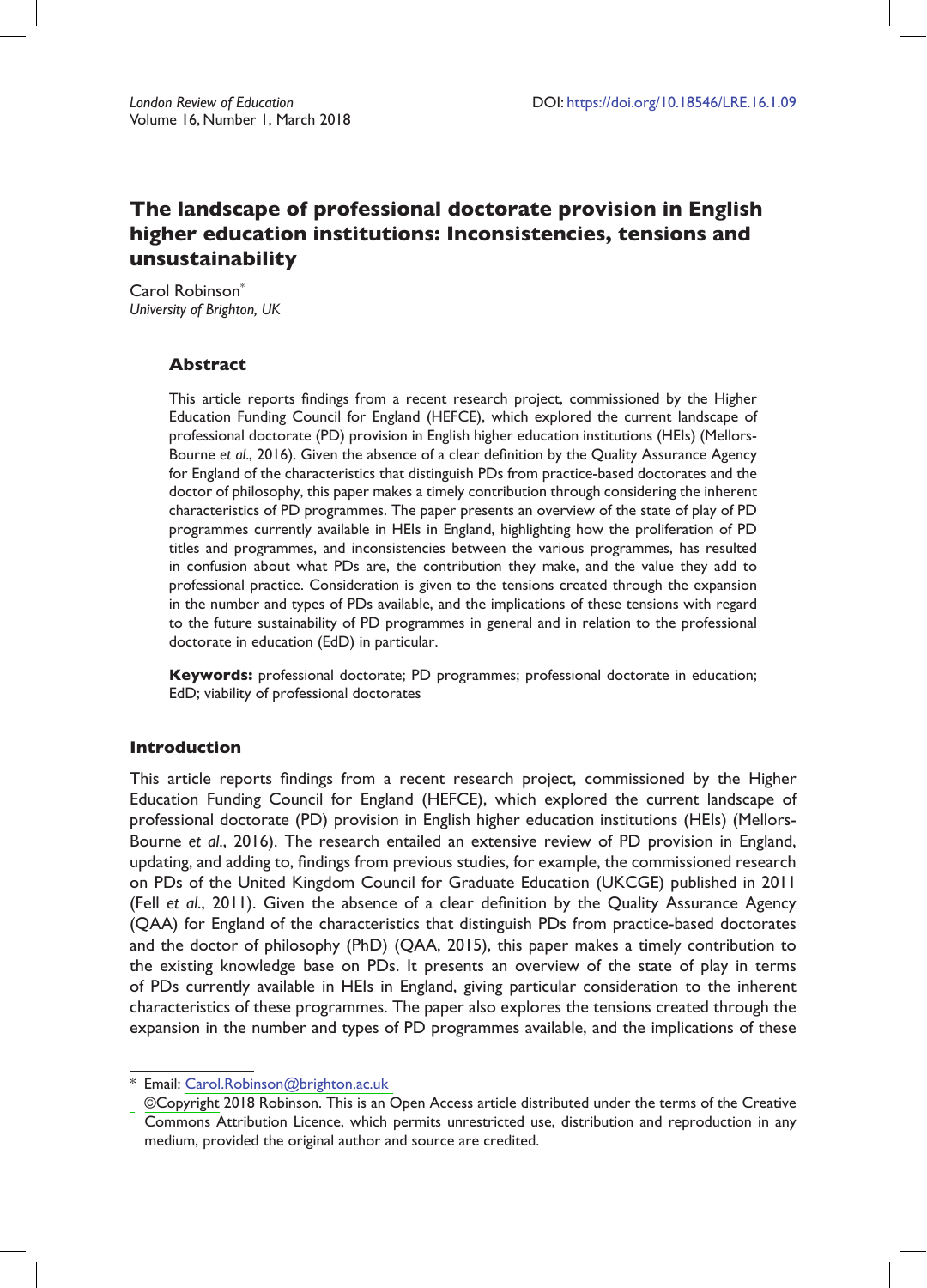# The landscape of professional doctorate provision in English higher education institutions: Inconsistencies, tensions and unsustainability

Carol Robinson*
*University of Brighton, UK*

## Abstract

This article reports findings from a recent research project, commissioned by the Higher Education Funding Council for England (HEFCE), which explored the current landscape of professional doctorate (PD) provision in English higher education institutions (HEIs) (Mellors-Bourne *et al*., 2016). Given the absence of a clear definition by the Quality Assurance Agency for England of the characteristics that distinguish PDs from practice-based doctorates and the doctor of philosophy, this paper makes a timely contribution through considering the inherent characteristics of PD programmes. The paper presents an overview of the state of play of PD programmes currently available in HEIs in England, highlighting how the proliferation of PD titles and programmes, and inconsistencies between the various programmes, has resulted in confusion about what PDs are, the contribution they make, and the value they add to professional practice. Consideration is given to the tensions created through the expansion in the number and types of PDs available, and the implications of these tensions with regard to the future sustainability of PD programmes in general and in relation to the professional doctorate in education (EdD) in particular.

**Keywords:** professional doctorate; PD programmes; professional doctorate in education; EdD; viability of professional doctorates

## Introduction

This article reports findings from a recent research project, commissioned by the Higher Education Funding Council for England (HEFCE), which explored the current landscape of professional doctorate (PD) provision in English higher education institutions (HEIs) (Mellors-Bourne *et al*., 2016). The research entailed an extensive review of PD provision in England, updating, and adding to, findings from previous studies, for example, the commissioned research on PDs of the United Kingdom Council for Graduate Education (UKCGE) published in 2011 (Fell *et al*., 2011). Given the absence of a clear definition by the Quality Assurance Agency (QAA) for England of the characteristics that distinguish PDs from practice-based doctorates and the doctor of philosophy (PhD) (QAA, 2015), this paper makes a timely contribution to the existing knowledge base on PDs. It presents an overview of the state of play in terms of PDs currently available in HEIs in England, giving particular consideration to the inherent characteristics of these programmes. The paper also explores the tensions created through the expansion in the number and types of PD programmes available, and the implications of these

\* Email: Carol.Robinson@brighton.ac.uk

©Copyright 2018 Robinson. This is an Open Access article distributed under the terms of the Creative Commons Attribution Licence, which permits unrestricted use, distribution and reproduction in any medium, provided the original author and source are credited.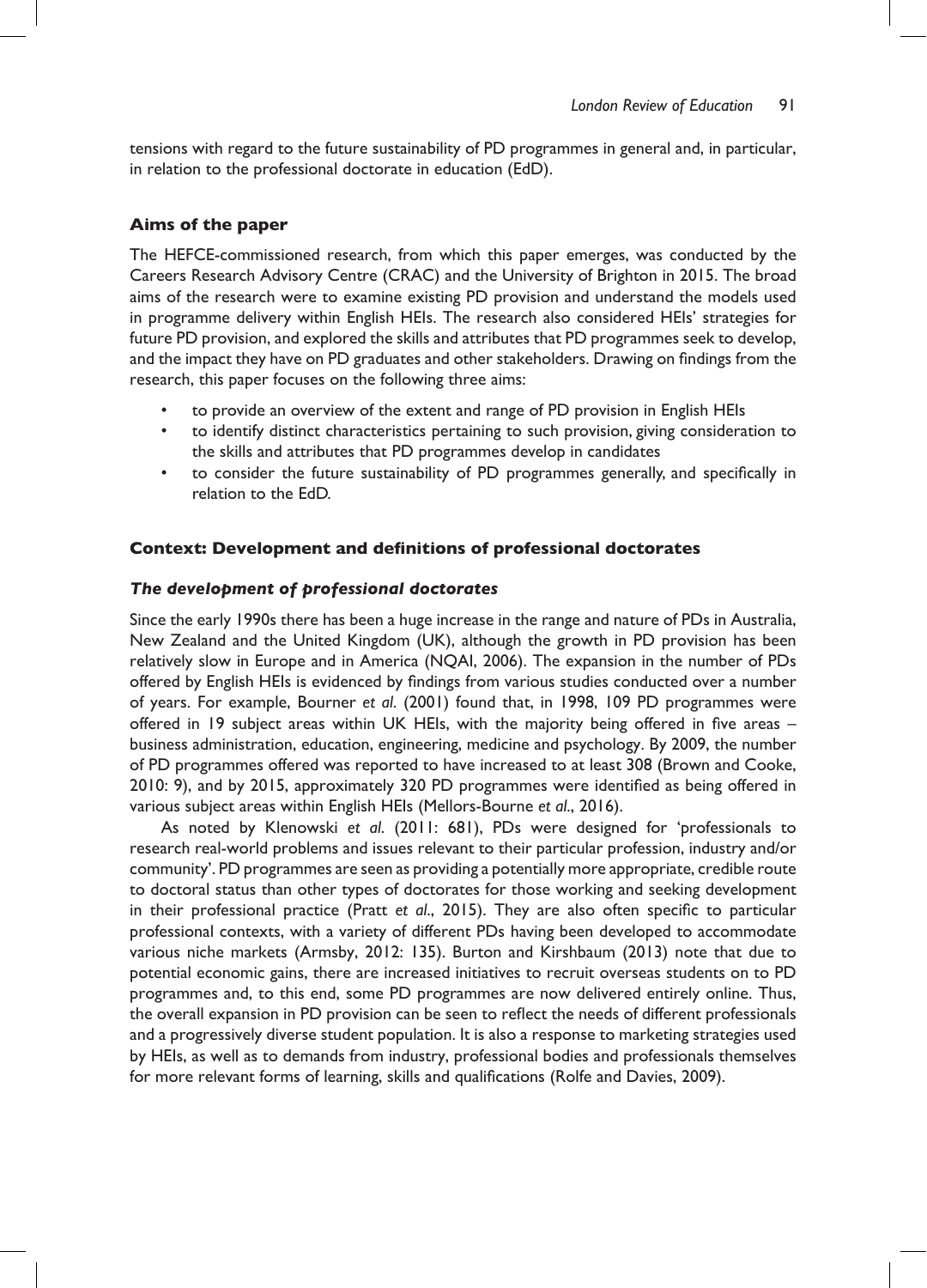tensions with regard to the future sustainability of PD programmes in general and, in particular, in relation to the professional doctorate in education (EdD).

## Aims of the paper

The HEFCE-commissioned research, from which this paper emerges, was conducted by the Careers Research Advisory Centre (CRAC) and the University of Brighton in 2015. The broad aims of the research were to examine existing PD provision and understand the models used in programme delivery within English HEIs. The research also considered HEIs' strategies for future PD provision, and explored the skills and attributes that PD programmes seek to develop, and the impact they have on PD graduates and other stakeholders. Drawing on findings from the research, this paper focuses on the following three aims:

- to provide an overview of the extent and range of PD provision in English HEIs
- to identify distinct characteristics pertaining to such provision, giving consideration to the skills and attributes that PD programmes develop in candidates
- to consider the future sustainability of PD programmes generally, and specifically in relation to the EdD.

## Context: Development and definitions of professional doctorates

### *The development of professional doctorates*

Since the early 1990s there has been a huge increase in the range and nature of PDs in Australia, New Zealand and the United Kingdom (UK), although the growth in PD provision has been relatively slow in Europe and in America (NQAI, 2006). The expansion in the number of PDs offered by English HEIs is evidenced by findings from various studies conducted over a number of years. For example, Bourner *et al*. (2001) found that, in 1998, 109 PD programmes were offered in 19 subject areas within UK HEIs, with the majority being offered in five areas – business administration, education, engineering, medicine and psychology. By 2009, the number of PD programmes offered was reported to have increased to at least 308 (Brown and Cooke, 2010: 9), and by 2015, approximately 320 PD programmes were identified as being offered in various subject areas within English HEIs (Mellors-Bourne *et al*., 2016).

As noted by Klenowski *et al*. (2011: 681), PDs were designed for 'professionals to research real-world problems and issues relevant to their particular profession, industry and/or community'. PD programmes are seen as providing a potentially more appropriate, credible route to doctoral status than other types of doctorates for those working and seeking development in their professional practice (Pratt *et al*., 2015). They are also often specific to particular professional contexts, with a variety of different PDs having been developed to accommodate various niche markets (Armsby, 2012: 135). Burton and Kirshbaum (2013) note that due to potential economic gains, there are increased initiatives to recruit overseas students on to PD programmes and, to this end, some PD programmes are now delivered entirely online. Thus, the overall expansion in PD provision can be seen to reflect the needs of different professionals and a progressively diverse student population. It is also a response to marketing strategies used by HEIs, as well as to demands from industry, professional bodies and professionals themselves for more relevant forms of learning, skills and qualifications (Rolfe and Davies, 2009).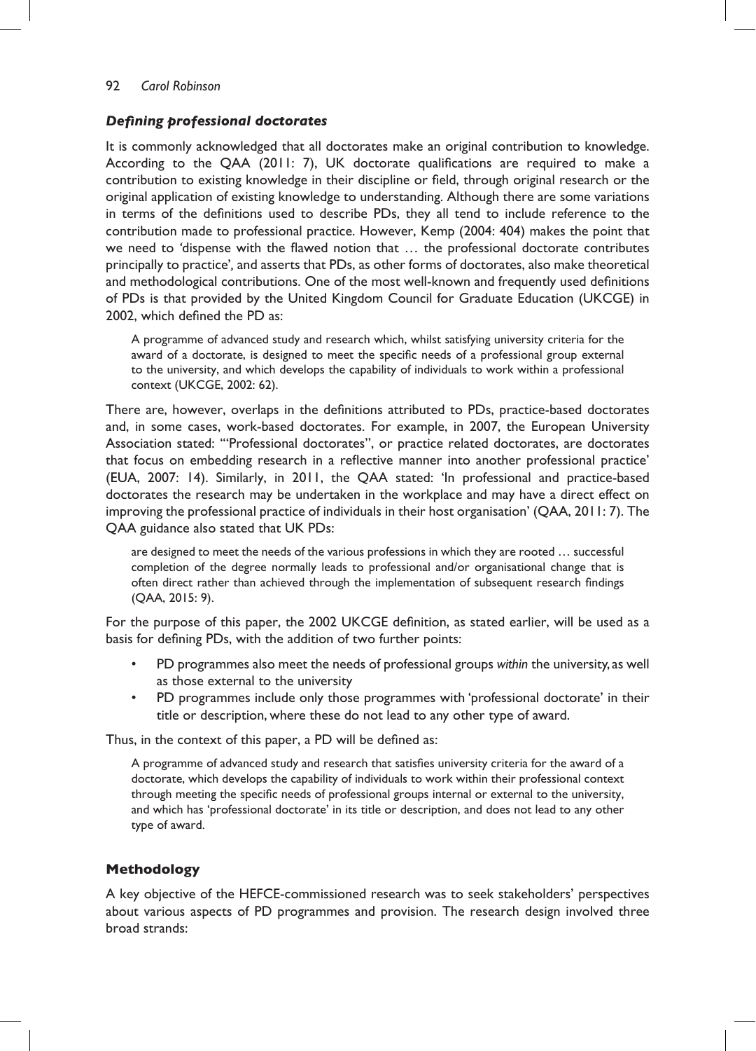### *Defining professional doctorates*

It is commonly acknowledged that all doctorates make an original contribution to knowledge. According to the QAA (2011: 7), UK doctorate qualifications are required to make a contribution to existing knowledge in their discipline or field, through original research or the original application of existing knowledge to understanding. Although there are some variations in terms of the definitions used to describe PDs, they all tend to include reference to the contribution made to professional practice. However, Kemp (2004: 404) makes the point that we need to 'dispense with the flawed notion that … the professional doctorate contributes principally to practice', and asserts that PDs, as other forms of doctorates, also make theoretical and methodological contributions. One of the most well-known and frequently used definitions of PDs is that provided by the United Kingdom Council for Graduate Education (UKCGE) in 2002, which defined the PD as:

> A programme of advanced study and research which, whilst satisfying university criteria for the award of a doctorate, is designed to meet the specific needs of a professional group external to the university, and which develops the capability of individuals to work within a professional context (UKCGE, 2002: 62).

There are, however, overlaps in the definitions attributed to PDs, practice-based doctorates and, in some cases, work-based doctorates. For example, in 2007, the European University Association stated: '"Professional doctorates", or practice related doctorates, are doctorates that focus on embedding research in a reflective manner into another professional practice' (EUA, 2007: 14). Similarly, in 2011, the QAA stated: 'In professional and practice-based doctorates the research may be undertaken in the workplace and may have a direct effect on improving the professional practice of individuals in their host organisation' (QAA, 2011: 7). The QAA guidance also stated that UK PDs:

> are designed to meet the needs of the various professions in which they are rooted … successful completion of the degree normally leads to professional and/or organisational change that is often direct rather than achieved through the implementation of subsequent research findings (QAA, 2015: 9).

For the purpose of this paper, the 2002 UKCGE definition, as stated earlier, will be used as a basis for defining PDs, with the addition of two further points:

- PD programmes also meet the needs of professional groups *within* the university, as well as those external to the university
- PD programmes include only those programmes with 'professional doctorate' in their title or description, where these do not lead to any other type of award.

Thus, in the context of this paper, a PD will be defined as:

> A programme of advanced study and research that satisfies university criteria for the award of a doctorate, which develops the capability of individuals to work within their professional context through meeting the specific needs of professional groups internal or external to the university, and which has 'professional doctorate' in its title or description, and does not lead to any other type of award.

## Methodology

A key objective of the HEFCE-commissioned research was to seek stakeholders' perspectives about various aspects of PD programmes and provision. The research design involved three broad strands: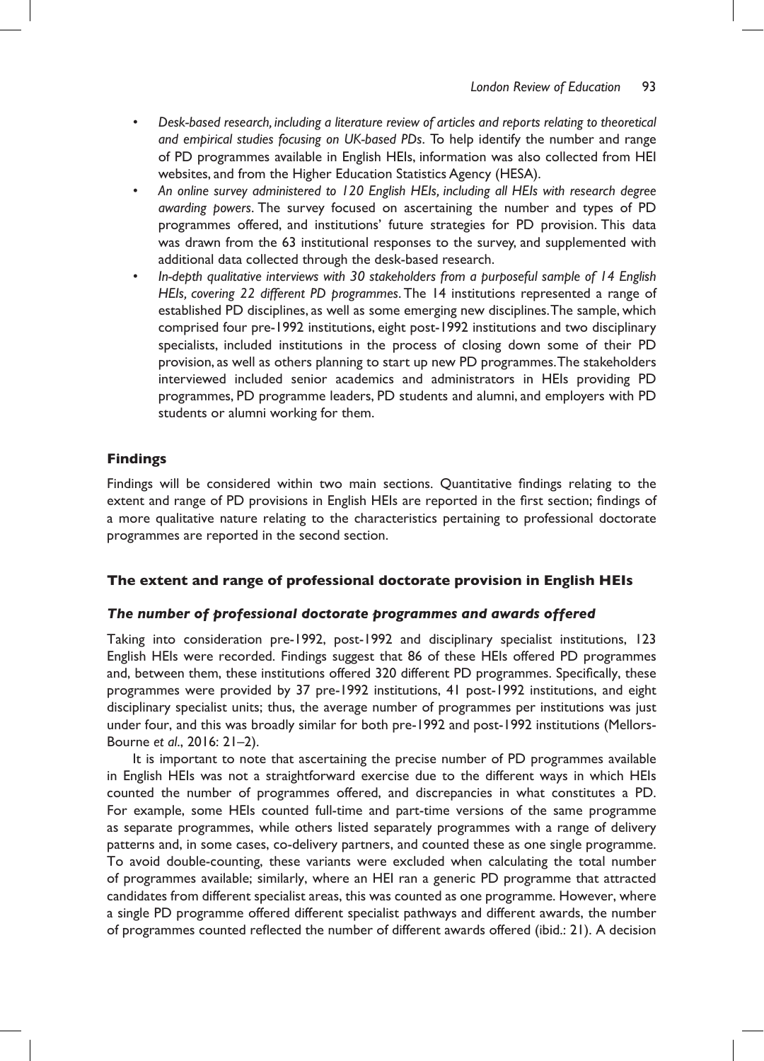- *Desk-based research, including a literature review of articles and reports relating to theoretical and empirical studies focusing on UK-based PDs*. To help identify the number and range of PD programmes available in English HEIs, information was also collected from HEI websites, and from the Higher Education Statistics Agency (HESA).
- *An online survey administered to 120 English HEIs, including all HEIs with research degree awarding powers*. The survey focused on ascertaining the number and types of PD programmes offered, and institutions' future strategies for PD provision. This data was drawn from the 63 institutional responses to the survey, and supplemented with additional data collected through the desk-based research.
- *In-depth qualitative interviews with 30 stakeholders from a purposeful sample of 14 English HEIs, covering 22 different PD programmes*. The 14 institutions represented a range of established PD disciplines, as well as some emerging new disciplines. The sample, which comprised four pre-1992 institutions, eight post-1992 institutions and two disciplinary specialists, included institutions in the process of closing down some of their PD provision, as well as others planning to start up new PD programmes. The stakeholders interviewed included senior academics and administrators in HEIs providing PD programmes, PD programme leaders, PD students and alumni, and employers with PD students or alumni working for them.

## Findings

Findings will be considered within two main sections. Quantitative findings relating to the extent and range of PD provisions in English HEIs are reported in the first section; findings of a more qualitative nature relating to the characteristics pertaining to professional doctorate programmes are reported in the second section.

### The extent and range of professional doctorate provision in English HEIs

#### *The number of professional doctorate programmes and awards offered*

Taking into consideration pre-1992, post-1992 and disciplinary specialist institutions, 123 English HEIs were recorded. Findings suggest that 86 of these HEIs offered PD programmes and, between them, these institutions offered 320 different PD programmes. Specifically, these programmes were provided by 37 pre-1992 institutions, 41 post-1992 institutions, and eight disciplinary specialist units; thus, the average number of programmes per institutions was just under four, and this was broadly similar for both pre-1992 and post-1992 institutions (Mellors-Bourne *et al*., 2016: 21–2).

It is important to note that ascertaining the precise number of PD programmes available in English HEIs was not a straightforward exercise due to the different ways in which HEIs counted the number of programmes offered, and discrepancies in what constitutes a PD. For example, some HEIs counted full-time and part-time versions of the same programme as separate programmes, while others listed separately programmes with a range of delivery patterns and, in some cases, co-delivery partners, and counted these as one single programme. To avoid double-counting, these variants were excluded when calculating the total number of programmes available; similarly, where an HEI ran a generic PD programme that attracted candidates from different specialist areas, this was counted as one programme. However, where a single PD programme offered different specialist pathways and different awards, the number of programmes counted reflected the number of different awards offered (ibid.: 21). A decision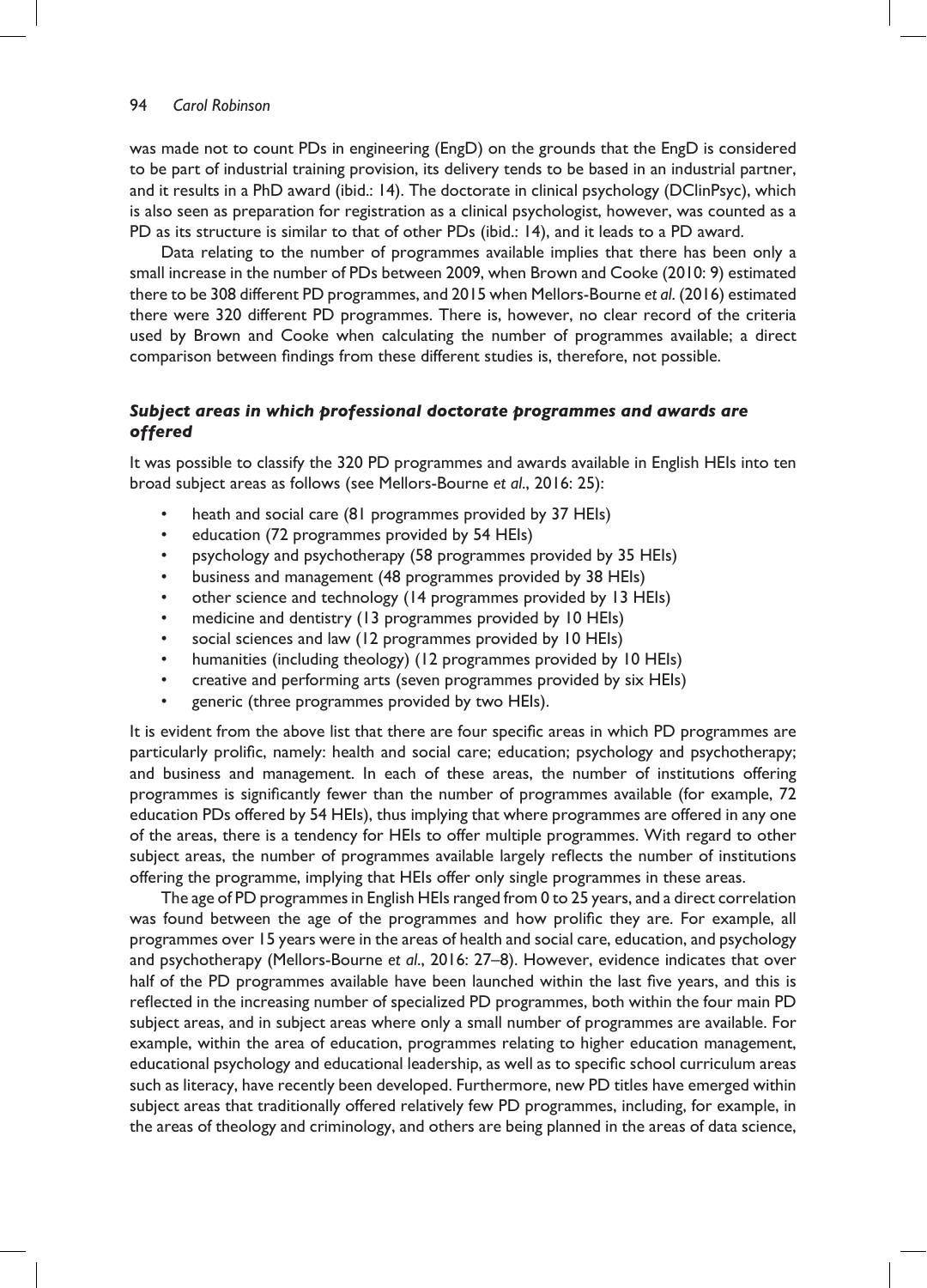was made not to count PDs in engineering (EngD) on the grounds that the EngD is considered to be part of industrial training provision, its delivery tends to be based in an industrial partner, and it results in a PhD award (ibid.: 14). The doctorate in clinical psychology (DClinPsyc), which is also seen as preparation for registration as a clinical psychologist, however, was counted as a PD as its structure is similar to that of other PDs (ibid.: 14), and it leads to a PD award.

Data relating to the number of programmes available implies that there has been only a small increase in the number of PDs between 2009, when Brown and Cooke (2010: 9) estimated there to be 308 different PD programmes, and 2015 when Mellors-Bourne *et al.* (2016) estimated there were 320 different PD programmes. There is, however, no clear record of the criteria used by Brown and Cooke when calculating the number of programmes available; a direct comparison between findings from these different studies is, therefore, not possible.

### *Subject areas in which professional doctorate programmes and awards are offered*

It was possible to classify the 320 PD programmes and awards available in English HEIs into ten broad subject areas as follows (see Mellors-Bourne *et al.*, 2016: 25):

- heath and social care (81 programmes provided by 37 HEIs)
- education (72 programmes provided by 54 HEIs)
- psychology and psychotherapy (58 programmes provided by 35 HEIs)
- business and management (48 programmes provided by 38 HEIs)
- other science and technology (14 programmes provided by 13 HEIs)
- medicine and dentistry (13 programmes provided by 10 HEIs)
- social sciences and law (12 programmes provided by 10 HEIs)
- humanities (including theology) (12 programmes provided by 10 HEIs)
- creative and performing arts (seven programmes provided by six HEIs)
- generic (three programmes provided by two HEIs).

It is evident from the above list that there are four specific areas in which PD programmes are particularly prolific, namely: health and social care; education; psychology and psychotherapy; and business and management. In each of these areas, the number of institutions offering programmes is significantly fewer than the number of programmes available (for example, 72 education PDs offered by 54 HEIs), thus implying that where programmes are offered in any one of the areas, there is a tendency for HEIs to offer multiple programmes. With regard to other subject areas, the number of programmes available largely reflects the number of institutions offering the programme, implying that HEIs offer only single programmes in these areas.

The age of PD programmes in English HEIs ranged from 0 to 25 years, and a direct correlation was found between the age of the programmes and how prolific they are. For example, all programmes over 15 years were in the areas of health and social care, education, and psychology and psychotherapy (Mellors-Bourne *et al.*, 2016: 27–8). However, evidence indicates that over half of the PD programmes available have been launched within the last five years, and this is reflected in the increasing number of specialized PD programmes, both within the four main PD subject areas, and in subject areas where only a small number of programmes are available. For example, within the area of education, programmes relating to higher education management, educational psychology and educational leadership, as well as to specific school curriculum areas such as literacy, have recently been developed. Furthermore, new PD titles have emerged within subject areas that traditionally offered relatively few PD programmes, including, for example, in the areas of theology and criminology, and others are being planned in the areas of data science,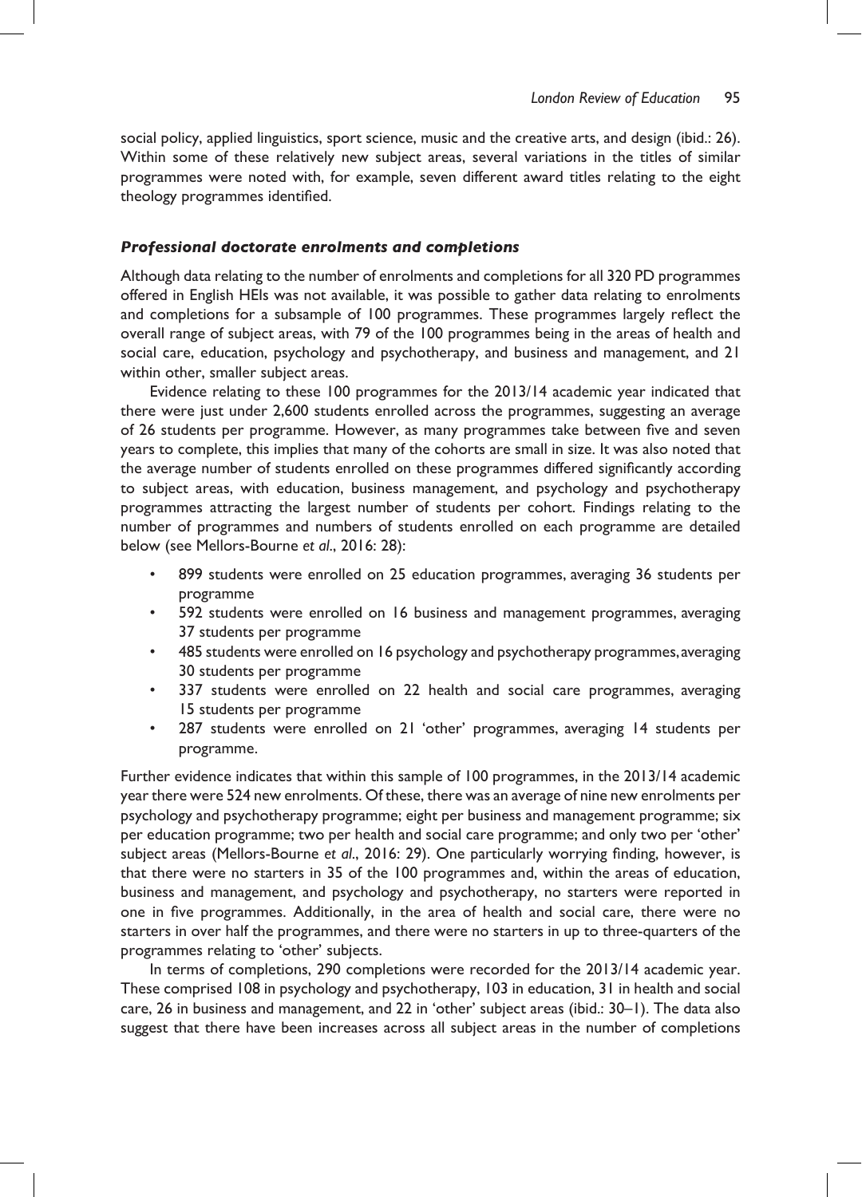social policy, applied linguistics, sport science, music and the creative arts, and design (ibid.: 26). Within some of these relatively new subject areas, several variations in the titles of similar programmes were noted with, for example, seven different award titles relating to the eight theology programmes identified.

### *Professional doctorate enrolments and completions*

Although data relating to the number of enrolments and completions for all 320 PD programmes offered in English HEIs was not available, it was possible to gather data relating to enrolments and completions for a subsample of 100 programmes. These programmes largely reflect the overall range of subject areas, with 79 of the 100 programmes being in the areas of health and social care, education, psychology and psychotherapy, and business and management, and 21 within other, smaller subject areas.

Evidence relating to these 100 programmes for the 2013/14 academic year indicated that there were just under 2,600 students enrolled across the programmes, suggesting an average of 26 students per programme. However, as many programmes take between five and seven years to complete, this implies that many of the cohorts are small in size. It was also noted that the average number of students enrolled on these programmes differed significantly according to subject areas, with education, business management, and psychology and psychotherapy programmes attracting the largest number of students per cohort. Findings relating to the number of programmes and numbers of students enrolled on each programme are detailed below (see Mellors-Bourne *et al.*, 2016: 28):

- 899 students were enrolled on 25 education programmes, averaging 36 students per programme
- 592 students were enrolled on 16 business and management programmes, averaging 37 students per programme
- 485 students were enrolled on 16 psychology and psychotherapy programmes, averaging 30 students per programme
- 337 students were enrolled on 22 health and social care programmes, averaging 15 students per programme
- 287 students were enrolled on 21 'other' programmes, averaging 14 students per programme.

Further evidence indicates that within this sample of 100 programmes, in the 2013/14 academic year there were 524 new enrolments. Of these, there was an average of nine new enrolments per psychology and psychotherapy programme; eight per business and management programme; six per education programme; two per health and social care programme; and only two per 'other' subject areas (Mellors-Bourne *et al.*, 2016: 29). One particularly worrying finding, however, is that there were no starters in 35 of the 100 programmes and, within the areas of education, business and management, and psychology and psychotherapy, no starters were reported in one in five programmes. Additionally, in the area of health and social care, there were no starters in over half the programmes, and there were no starters in up to three-quarters of the programmes relating to 'other' subjects.

In terms of completions, 290 completions were recorded for the 2013/14 academic year. These comprised 108 in psychology and psychotherapy, 103 in education, 31 in health and social care, 26 in business and management, and 22 in 'other' subject areas (ibid.: 30–1). The data also suggest that there have been increases across all subject areas in the number of completions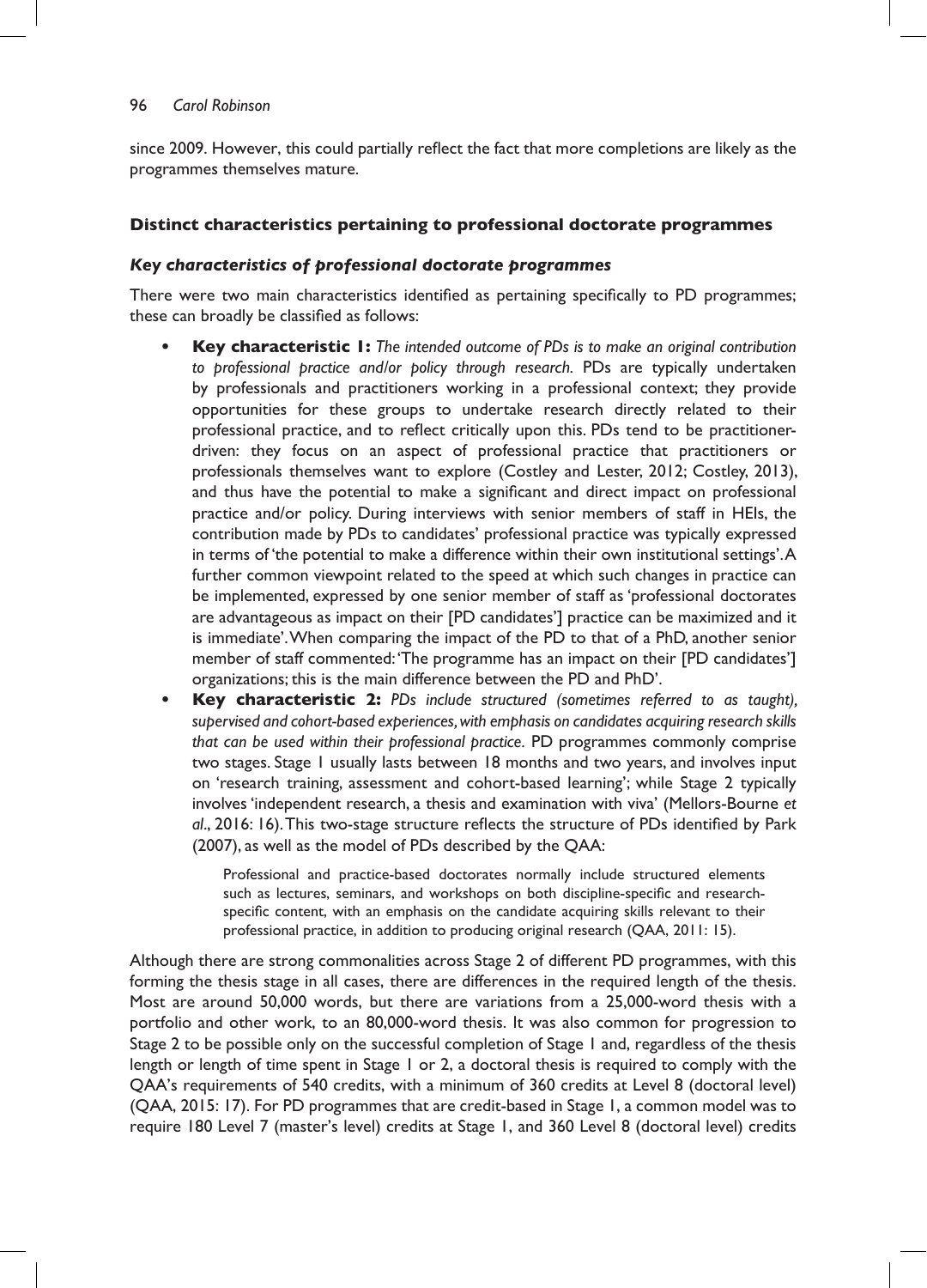since 2009. However, this could partially reflect the fact that more completions are likely as the programmes themselves mature.

## Distinct characteristics pertaining to professional doctorate programmes

### *Key characteristics of professional doctorate programmes*

There were two main characteristics identified as pertaining specifically to PD programmes; these can broadly be classified as follows:

- **Key characteristic 1:** *The intended outcome of PDs is to make an original contribution to professional practice and/or policy through research.* PDs are typically undertaken by professionals and practitioners working in a professional context; they provide opportunities for these groups to undertake research directly related to their professional practice, and to reflect critically upon this. PDs tend to be practitioner-driven: they focus on an aspect of professional practice that practitioners or professionals themselves want to explore (Costley and Lester, 2012; Costley, 2013), and thus have the potential to make a significant and direct impact on professional practice and/or policy. During interviews with senior members of staff in HEIs, the contribution made by PDs to candidates' professional practice was typically expressed in terms of 'the potential to make a difference within their own institutional settings'. A further common viewpoint related to the speed at which such changes in practice can be implemented, expressed by one senior member of staff as 'professional doctorates are advantageous as impact on their [PD candidates'] practice can be maximized and it is immediate'. When comparing the impact of the PD to that of a PhD, another senior member of staff commented: 'The programme has an impact on their [PD candidates'] organizations; this is the main difference between the PD and PhD'.
- **Key characteristic 2:** *PDs include structured (sometimes referred to as taught), supervised and cohort-based experiences, with emphasis on candidates acquiring research skills that can be used within their professional practice.* PD programmes commonly comprise two stages. Stage 1 usually lasts between 18 months and two years, and involves input on 'research training, assessment and cohort-based learning'; while Stage 2 typically involves 'independent research, a thesis and examination with viva' (Mellors-Bourne *et al*., 2016: 16). This two-stage structure reflects the structure of PDs identified by Park (2007), as well as the model of PDs described by the QAA:

  > Professional and practice-based doctorates normally include structured elements such as lectures, seminars, and workshops on both discipline-specific and research-specific content, with an emphasis on the candidate acquiring skills relevant to their professional practice, in addition to producing original research (QAA, 2011: 15).

Although there are strong commonalities across Stage 2 of different PD programmes, with this forming the thesis stage in all cases, there are differences in the required length of the thesis. Most are around 50,000 words, but there are variations from a 25,000-word thesis with a portfolio and other work, to an 80,000-word thesis. It was also common for progression to Stage 2 to be possible only on the successful completion of Stage 1 and, regardless of the thesis length or length of time spent in Stage 1 or 2, a doctoral thesis is required to comply with the QAA's requirements of 540 credits, with a minimum of 360 credits at Level 8 (doctoral level) (QAA, 2015: 17). For PD programmes that are credit-based in Stage 1, a common model was to require 180 Level 7 (master's level) credits at Stage 1, and 360 Level 8 (doctoral level) credits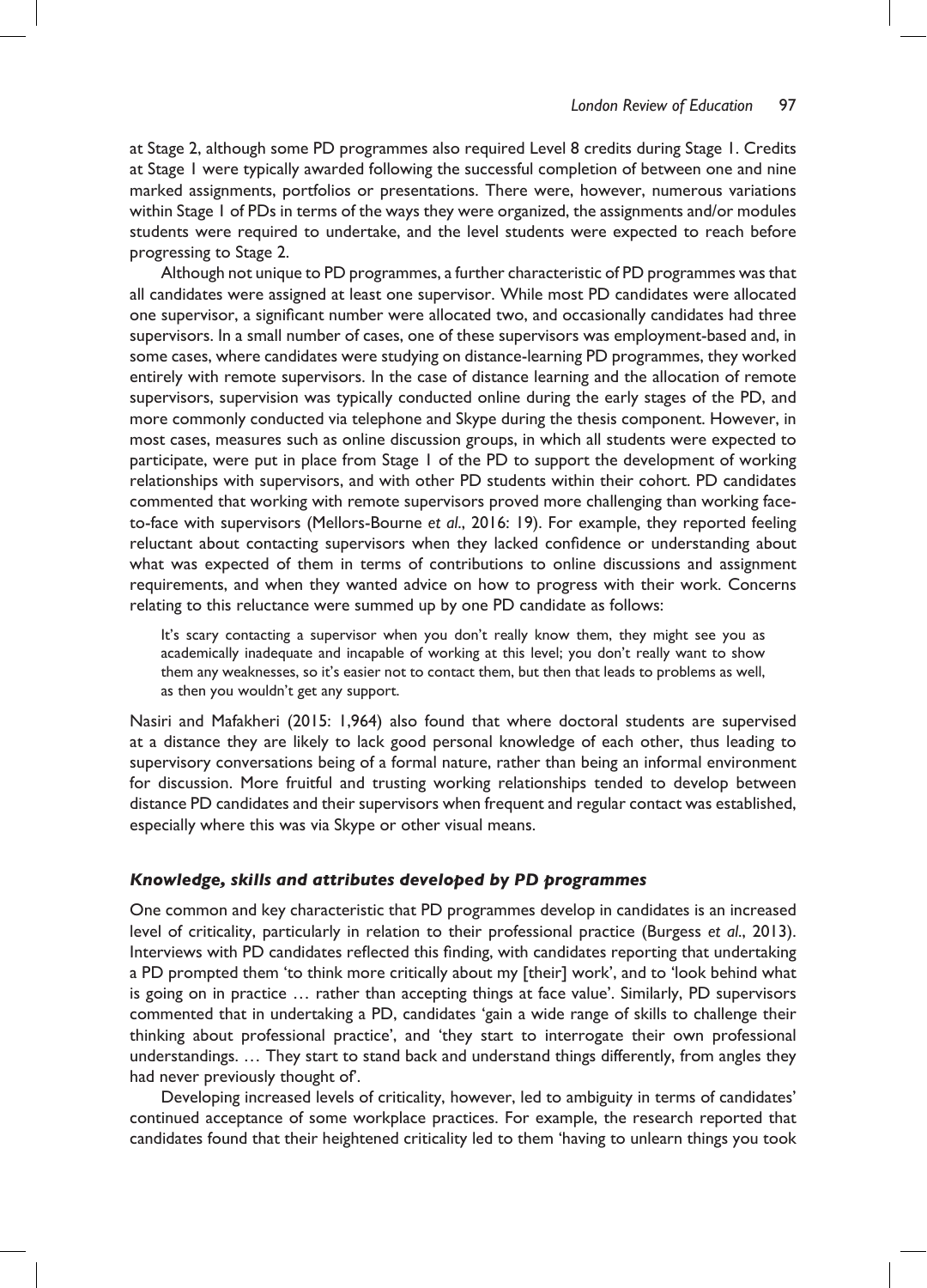at Stage 2, although some PD programmes also required Level 8 credits during Stage 1. Credits at Stage 1 were typically awarded following the successful completion of between one and nine marked assignments, portfolios or presentations. There were, however, numerous variations within Stage 1 of PDs in terms of the ways they were organized, the assignments and/or modules students were required to undertake, and the level students were expected to reach before progressing to Stage 2.

Although not unique to PD programmes, a further characteristic of PD programmes was that all candidates were assigned at least one supervisor. While most PD candidates were allocated one supervisor, a significant number were allocated two, and occasionally candidates had three supervisors. In a small number of cases, one of these supervisors was employment-based and, in some cases, where candidates were studying on distance-learning PD programmes, they worked entirely with remote supervisors. In the case of distance learning and the allocation of remote supervisors, supervision was typically conducted online during the early stages of the PD, and more commonly conducted via telephone and Skype during the thesis component. However, in most cases, measures such as online discussion groups, in which all students were expected to participate, were put in place from Stage 1 of the PD to support the development of working relationships with supervisors, and with other PD students within their cohort. PD candidates commented that working with remote supervisors proved more challenging than working face-to-face with supervisors (Mellors-Bourne *et al*., 2016: 19). For example, they reported feeling reluctant about contacting supervisors when they lacked confidence or understanding about what was expected of them in terms of contributions to online discussions and assignment requirements, and when they wanted advice on how to progress with their work. Concerns relating to this reluctance were summed up by one PD candidate as follows:

> It's scary contacting a supervisor when you don't really know them, they might see you as academically inadequate and incapable of working at this level; you don't really want to show them any weaknesses, so it's easier not to contact them, but then that leads to problems as well, as then you wouldn't get any support.

Nasiri and Mafakheri (2015: 1,964) also found that where doctoral students are supervised at a distance they are likely to lack good personal knowledge of each other, thus leading to supervisory conversations being of a formal nature, rather than being an informal environment for discussion. More fruitful and trusting working relationships tended to develop between distance PD candidates and their supervisors when frequent and regular contact was established, especially where this was via Skype or other visual means.

### *Knowledge, skills and attributes developed by PD programmes*

One common and key characteristic that PD programmes develop in candidates is an increased level of criticality, particularly in relation to their professional practice (Burgess *et al*., 2013). Interviews with PD candidates reflected this finding, with candidates reporting that undertaking a PD prompted them 'to think more critically about my [their] work', and to 'look behind what is going on in practice … rather than accepting things at face value'. Similarly, PD supervisors commented that in undertaking a PD, candidates 'gain a wide range of skills to challenge their thinking about professional practice', and 'they start to interrogate their own professional understandings. … They start to stand back and understand things differently, from angles they had never previously thought of'.

Developing increased levels of criticality, however, led to ambiguity in terms of candidates' continued acceptance of some workplace practices. For example, the research reported that candidates found that their heightened criticality led to them 'having to unlearn things you took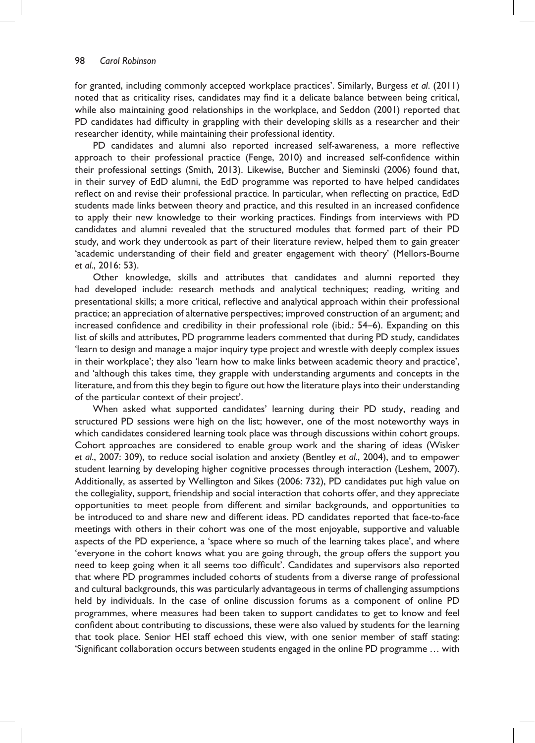for granted, including commonly accepted workplace practices'. Similarly, Burgess *et al*. (2011) noted that as criticality rises, candidates may find it a delicate balance between being critical, while also maintaining good relationships in the workplace, and Seddon (2001) reported that PD candidates had difficulty in grappling with their developing skills as a researcher and their researcher identity, while maintaining their professional identity.

PD candidates and alumni also reported increased self-awareness, a more reflective approach to their professional practice (Fenge, 2010) and increased self-confidence within their professional settings (Smith, 2013). Likewise, Butcher and Sieminski (2006) found that, in their survey of EdD alumni, the EdD programme was reported to have helped candidates reflect on and revise their professional practice. In particular, when reflecting on practice, EdD students made links between theory and practice, and this resulted in an increased confidence to apply their new knowledge to their working practices. Findings from interviews with PD candidates and alumni revealed that the structured modules that formed part of their PD study, and work they undertook as part of their literature review, helped them to gain greater 'academic understanding of their field and greater engagement with theory' (Mellors-Bourne *et al*., 2016: 53).

Other knowledge, skills and attributes that candidates and alumni reported they had developed include: research methods and analytical techniques; reading, writing and presentational skills; a more critical, reflective and analytical approach within their professional practice; an appreciation of alternative perspectives; improved construction of an argument; and increased confidence and credibility in their professional role (ibid.: 54–6). Expanding on this list of skills and attributes, PD programme leaders commented that during PD study, candidates 'learn to design and manage a major inquiry type project and wrestle with deeply complex issues in their workplace'; they also 'learn how to make links between academic theory and practice', and 'although this takes time, they grapple with understanding arguments and concepts in the literature, and from this they begin to figure out how the literature plays into their understanding of the particular context of their project'.

When asked what supported candidates' learning during their PD study, reading and structured PD sessions were high on the list; however, one of the most noteworthy ways in which candidates considered learning took place was through discussions within cohort groups. Cohort approaches are considered to enable group work and the sharing of ideas (Wisker *et al*., 2007: 309), to reduce social isolation and anxiety (Bentley *et al*., 2004), and to empower student learning by developing higher cognitive processes through interaction (Leshem, 2007). Additionally, as asserted by Wellington and Sikes (2006: 732), PD candidates put high value on the collegiality, support, friendship and social interaction that cohorts offer, and they appreciate opportunities to meet people from different and similar backgrounds, and opportunities to be introduced to and share new and different ideas. PD candidates reported that face-to-face meetings with others in their cohort was one of the most enjoyable, supportive and valuable aspects of the PD experience, a 'space where so much of the learning takes place', and where 'everyone in the cohort knows what you are going through, the group offers the support you need to keep going when it all seems too difficult'. Candidates and supervisors also reported that where PD programmes included cohorts of students from a diverse range of professional and cultural backgrounds, this was particularly advantageous in terms of challenging assumptions held by individuals. In the case of online discussion forums as a component of online PD programmes, where measures had been taken to support candidates to get to know and feel confident about contributing to discussions, these were also valued by students for the learning that took place. Senior HEI staff echoed this view, with one senior member of staff stating: 'Significant collaboration occurs between students engaged in the online PD programme … with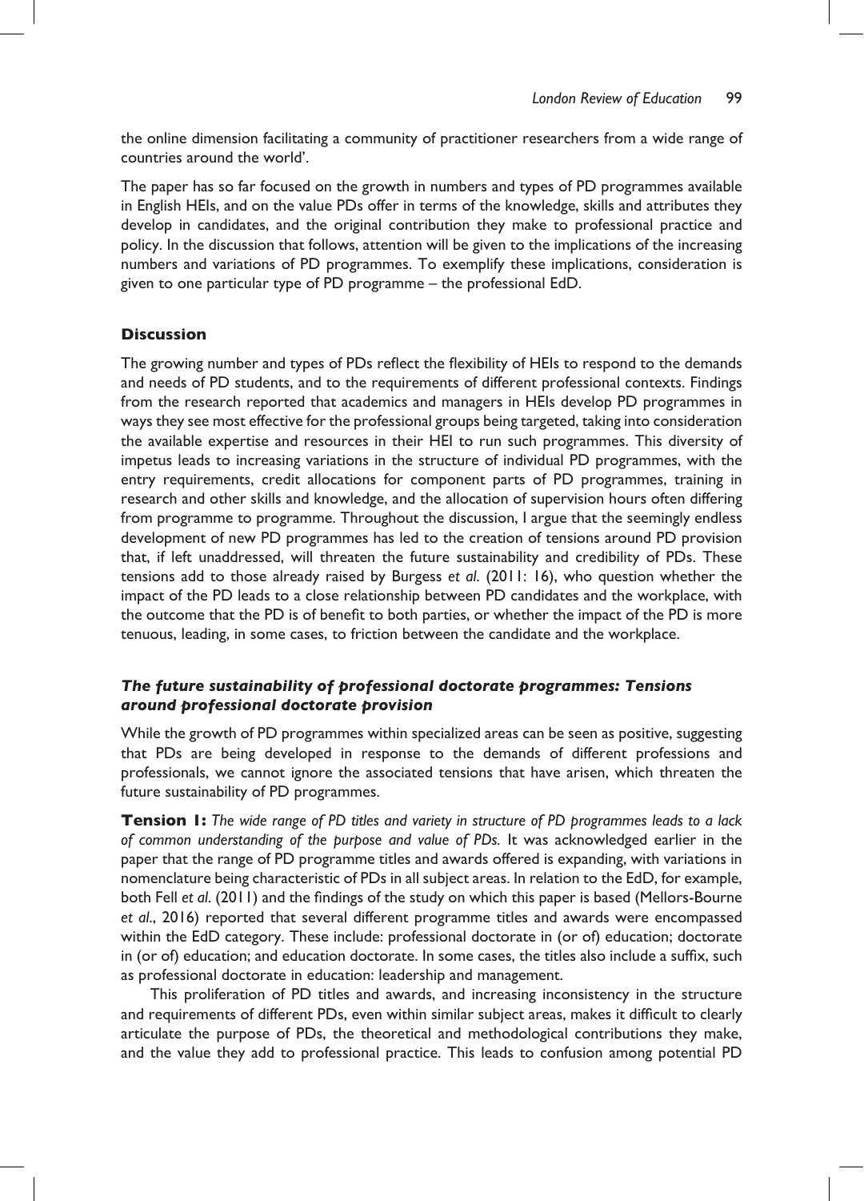the online dimension facilitating a community of practitioner researchers from a wide range of countries around the world'.

The paper has so far focused on the growth in numbers and types of PD programmes available in English HEIs, and on the value PDs offer in terms of the knowledge, skills and attributes they develop in candidates, and the original contribution they make to professional practice and policy. In the discussion that follows, attention will be given to the implications of the increasing numbers and variations of PD programmes. To exemplify these implications, consideration is given to one particular type of PD programme – the professional EdD.

## Discussion

The growing number and types of PDs reflect the flexibility of HEIs to respond to the demands and needs of PD students, and to the requirements of different professional contexts. Findings from the research reported that academics and managers in HEIs develop PD programmes in ways they see most effective for the professional groups being targeted, taking into consideration the available expertise and resources in their HEI to run such programmes. This diversity of impetus leads to increasing variations in the structure of individual PD programmes, with the entry requirements, credit allocations for component parts of PD programmes, training in research and other skills and knowledge, and the allocation of supervision hours often differing from programme to programme. Throughout the discussion, I argue that the seemingly endless development of new PD programmes has led to the creation of tensions around PD provision that, if left unaddressed, will threaten the future sustainability and credibility of PDs. These tensions add to those already raised by Burgess *et al.* (2011: 16), who question whether the impact of the PD leads to a close relationship between PD candidates and the workplace, with the outcome that the PD is of benefit to both parties, or whether the impact of the PD is more tenuous, leading, in some cases, to friction between the candidate and the workplace.

### *The future sustainability of professional doctorate programmes: Tensions around professional doctorate provision*

While the growth of PD programmes within specialized areas can be seen as positive, suggesting that PDs are being developed in response to the demands of different professions and professionals, we cannot ignore the associated tensions that have arisen, which threaten the future sustainability of PD programmes.

**Tension 1:** *The wide range of PD titles and variety in structure of PD programmes leads to a lack of common understanding of the purpose and value of PDs.* It was acknowledged earlier in the paper that the range of PD programme titles and awards offered is expanding, with variations in nomenclature being characteristic of PDs in all subject areas. In relation to the EdD, for example, both Fell *et al.* (2011) and the findings of the study on which this paper is based (Mellors-Bourne *et al.*, 2016) reported that several different programme titles and awards were encompassed within the EdD category. These include: professional doctorate in (or of) education; doctorate in (or of) education; and education doctorate. In some cases, the titles also include a suffix, such as professional doctorate in education: leadership and management.

This proliferation of PD titles and awards, and increasing inconsistency in the structure and requirements of different PDs, even within similar subject areas, makes it difficult to clearly articulate the purpose of PDs, the theoretical and methodological contributions they make, and the value they add to professional practice. This leads to confusion among potential PD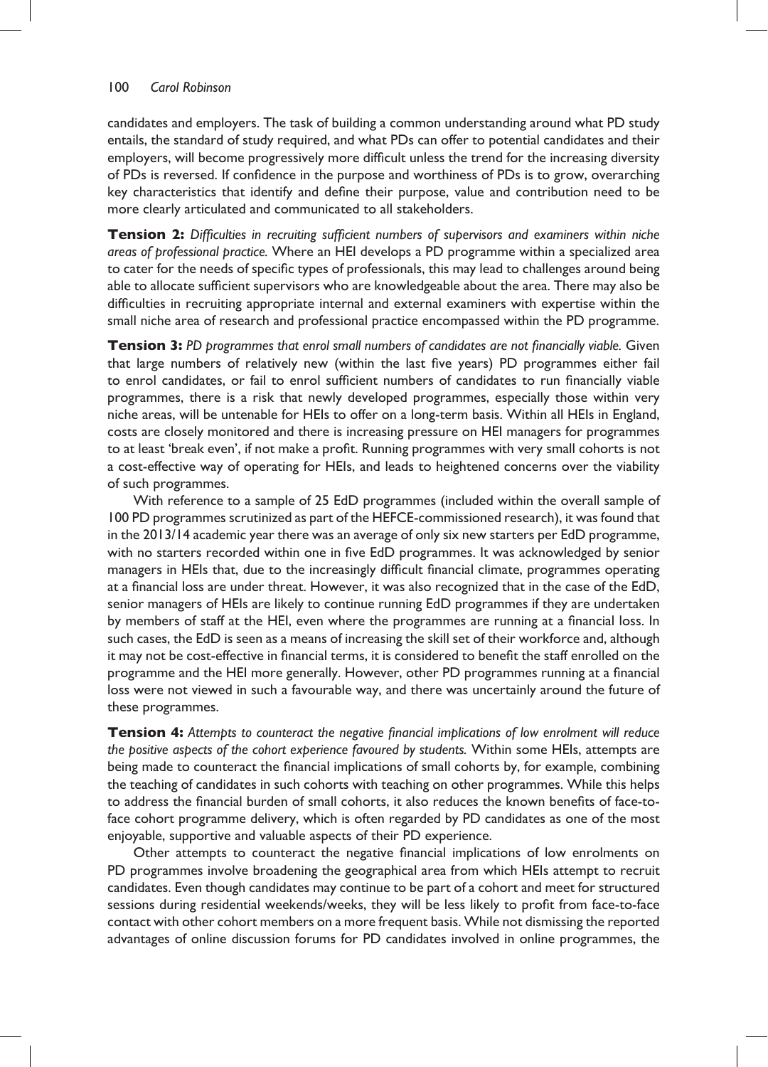candidates and employers. The task of building a common understanding around what PD study entails, the standard of study required, and what PDs can offer to potential candidates and their employers, will become progressively more difficult unless the trend for the increasing diversity of PDs is reversed. If confidence in the purpose and worthiness of PDs is to grow, overarching key characteristics that identify and define their purpose, value and contribution need to be more clearly articulated and communicated to all stakeholders.

**Tension 2:** *Difficulties in recruiting sufficient numbers of supervisors and examiners within niche areas of professional practice.* Where an HEI develops a PD programme within a specialized area to cater for the needs of specific types of professionals, this may lead to challenges around being able to allocate sufficient supervisors who are knowledgeable about the area. There may also be difficulties in recruiting appropriate internal and external examiners with expertise within the small niche area of research and professional practice encompassed within the PD programme.

**Tension 3:** *PD programmes that enrol small numbers of candidates are not financially viable.* Given that large numbers of relatively new (within the last five years) PD programmes either fail to enrol candidates, or fail to enrol sufficient numbers of candidates to run financially viable programmes, there is a risk that newly developed programmes, especially those within very niche areas, will be untenable for HEIs to offer on a long-term basis. Within all HEIs in England, costs are closely monitored and there is increasing pressure on HEI managers for programmes to at least 'break even', if not make a profit. Running programmes with very small cohorts is not a cost-effective way of operating for HEIs, and leads to heightened concerns over the viability of such programmes.

With reference to a sample of 25 EdD programmes (included within the overall sample of 100 PD programmes scrutinized as part of the HEFCE-commissioned research), it was found that in the 2013/14 academic year there was an average of only six new starters per EdD programme, with no starters recorded within one in five EdD programmes. It was acknowledged by senior managers in HEIs that, due to the increasingly difficult financial climate, programmes operating at a financial loss are under threat. However, it was also recognized that in the case of the EdD, senior managers of HEIs are likely to continue running EdD programmes if they are undertaken by members of staff at the HEI, even where the programmes are running at a financial loss. In such cases, the EdD is seen as a means of increasing the skill set of their workforce and, although it may not be cost-effective in financial terms, it is considered to benefit the staff enrolled on the programme and the HEI more generally. However, other PD programmes running at a financial loss were not viewed in such a favourable way, and there was uncertainly around the future of these programmes.

**Tension 4:** *Attempts to counteract the negative financial implications of low enrolment will reduce the positive aspects of the cohort experience favoured by students.* Within some HEIs, attempts are being made to counteract the financial implications of small cohorts by, for example, combining the teaching of candidates in such cohorts with teaching on other programmes. While this helps to address the financial burden of small cohorts, it also reduces the known benefits of face-to-face cohort programme delivery, which is often regarded by PD candidates as one of the most enjoyable, supportive and valuable aspects of their PD experience.

Other attempts to counteract the negative financial implications of low enrolments on PD programmes involve broadening the geographical area from which HEIs attempt to recruit candidates. Even though candidates may continue to be part of a cohort and meet for structured sessions during residential weekends/weeks, they will be less likely to profit from face-to-face contact with other cohort members on a more frequent basis. While not dismissing the reported advantages of online discussion forums for PD candidates involved in online programmes, the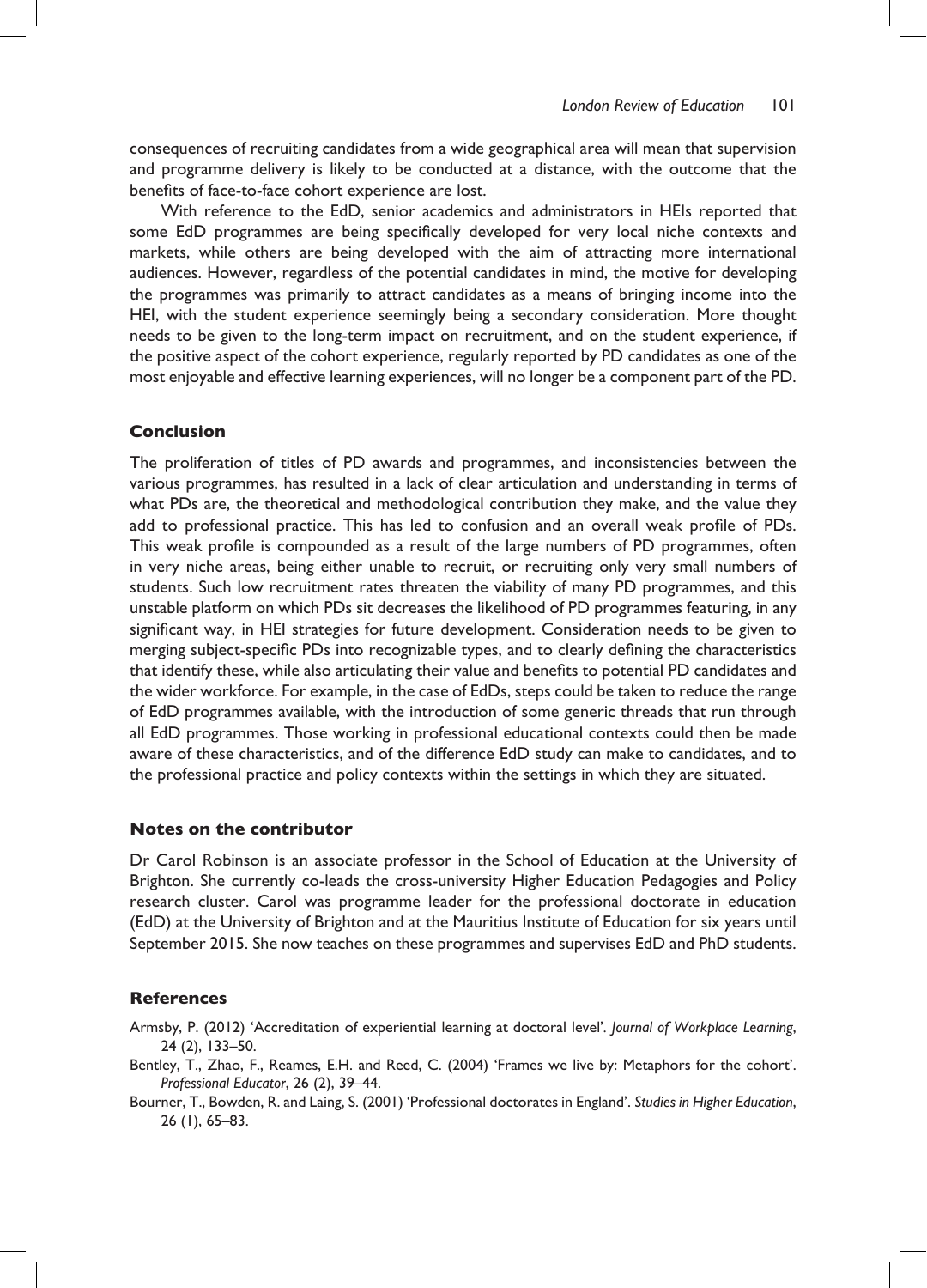consequences of recruiting candidates from a wide geographical area will mean that supervision and programme delivery is likely to be conducted at a distance, with the outcome that the benefits of face-to-face cohort experience are lost.

With reference to the EdD, senior academics and administrators in HEIs reported that some EdD programmes are being specifically developed for very local niche contexts and markets, while others are being developed with the aim of attracting more international audiences. However, regardless of the potential candidates in mind, the motive for developing the programmes was primarily to attract candidates as a means of bringing income into the HEI, with the student experience seemingly being a secondary consideration. More thought needs to be given to the long-term impact on recruitment, and on the student experience, if the positive aspect of the cohort experience, regularly reported by PD candidates as one of the most enjoyable and effective learning experiences, will no longer be a component part of the PD.

## Conclusion

The proliferation of titles of PD awards and programmes, and inconsistencies between the various programmes, has resulted in a lack of clear articulation and understanding in terms of what PDs are, the theoretical and methodological contribution they make, and the value they add to professional practice. This has led to confusion and an overall weak profile of PDs. This weak profile is compounded as a result of the large numbers of PD programmes, often in very niche areas, being either unable to recruit, or recruiting only very small numbers of students. Such low recruitment rates threaten the viability of many PD programmes, and this unstable platform on which PDs sit decreases the likelihood of PD programmes featuring, in any significant way, in HEI strategies for future development. Consideration needs to be given to merging subject-specific PDs into recognizable types, and to clearly defining the characteristics that identify these, while also articulating their value and benefits to potential PD candidates and the wider workforce. For example, in the case of EdDs, steps could be taken to reduce the range of EdD programmes available, with the introduction of some generic threads that run through all EdD programmes. Those working in professional educational contexts could then be made aware of these characteristics, and of the difference EdD study can make to candidates, and to the professional practice and policy contexts within the settings in which they are situated.

## Notes on the contributor

Dr Carol Robinson is an associate professor in the School of Education at the University of Brighton. She currently co-leads the cross-university Higher Education Pedagogies and Policy research cluster. Carol was programme leader for the professional doctorate in education (EdD) at the University of Brighton and at the Mauritius Institute of Education for six years until September 2015. She now teaches on these programmes and supervises EdD and PhD students.

## References

Armsby, P. (2012) 'Accreditation of experiential learning at doctoral level'. *Journal of Workplace Learning*, 24 (2), 133–50.

Bentley, T., Zhao, F., Reames, E.H. and Reed, C. (2004) 'Frames we live by: Metaphors for the cohort'. *Professional Educator*, 26 (2), 39–44.

Bourner, T., Bowden, R. and Laing, S. (2001) 'Professional doctorates in England'. *Studies in Higher Education*, 26 (1), 65–83.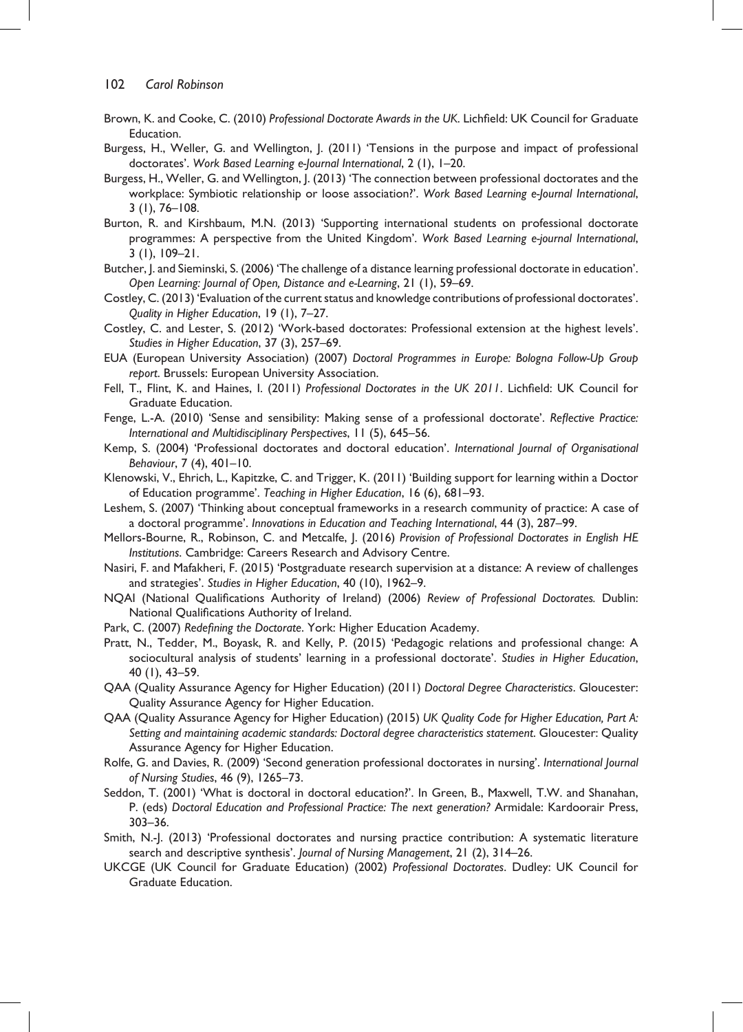Brown, K. and Cooke, C. (2010) *Professional Doctorate Awards in the UK*. Lichfield: UK Council for Graduate Education.

Burgess, H., Weller, G. and Wellington, J. (2011) 'Tensions in the purpose and impact of professional doctorates'. *Work Based Learning e-Journal International*, 2 (1), 1–20.

Burgess, H., Weller, G. and Wellington, J. (2013) 'The connection between professional doctorates and the workplace: Symbiotic relationship or loose association?'. *Work Based Learning e-Journal International*, 3 (1), 76–108.

Burton, R. and Kirshbaum, M.N. (2013) 'Supporting international students on professional doctorate programmes: A perspective from the United Kingdom'. *Work Based Learning e-journal International*, 3 (1), 109–21.

Butcher, J. and Sieminski, S. (2006) 'The challenge of a distance learning professional doctorate in education'. *Open Learning: Journal of Open, Distance and e-Learning*, 21 (1), 59–69.

Costley, C. (2013) 'Evaluation of the current status and knowledge contributions of professional doctorates'. *Quality in Higher Education*, 19 (1), 7–27.

Costley, C. and Lester, S. (2012) 'Work-based doctorates: Professional extension at the highest levels'. *Studies in Higher Education*, 37 (3), 257–69.

EUA (European University Association) (2007) *Doctoral Programmes in Europe: Bologna Follow-Up Group report*. Brussels: European University Association.

Fell, T., Flint, K. and Haines, I. (2011) *Professional Doctorates in the UK 2011*. Lichfield: UK Council for Graduate Education.

Fenge, L.-A. (2010) 'Sense and sensibility: Making sense of a professional doctorate'. *Reflective Practice: International and Multidisciplinary Perspectives*, 11 (5), 645–56.

Kemp, S. (2004) 'Professional doctorates and doctoral education'. *International Journal of Organisational Behaviour*, 7 (4), 401–10.

Klenowski, V., Ehrich, L., Kapitzke, C. and Trigger, K. (2011) 'Building support for learning within a Doctor of Education programme'. *Teaching in Higher Education*, 16 (6), 681–93.

Leshem, S. (2007) 'Thinking about conceptual frameworks in a research community of practice: A case of a doctoral programme'. *Innovations in Education and Teaching International*, 44 (3), 287–99.

Mellors-Bourne, R., Robinson, C. and Metcalfe, J. (2016) *Provision of Professional Doctorates in English HE Institutions*. Cambridge: Careers Research and Advisory Centre.

Nasiri, F. and Mafakheri, F. (2015) 'Postgraduate research supervision at a distance: A review of challenges and strategies'. *Studies in Higher Education*, 40 (10), 1962–9.

NQAI (National Qualifications Authority of Ireland) (2006) *Review of Professional Doctorates.* Dublin: National Qualifications Authority of Ireland.

Park, C. (2007) *Redefining the Doctorate*. York: Higher Education Academy.

Pratt, N., Tedder, M., Boyask, R. and Kelly, P. (2015) 'Pedagogic relations and professional change: A sociocultural analysis of students' learning in a professional doctorate'. *Studies in Higher Education*, 40 (1), 43–59.

QAA (Quality Assurance Agency for Higher Education) (2011) *Doctoral Degree Characteristics*. Gloucester: Quality Assurance Agency for Higher Education.

QAA (Quality Assurance Agency for Higher Education) (2015) *UK Quality Code for Higher Education, Part A: Setting and maintaining academic standards: Doctoral degree characteristics statement*. Gloucester: Quality Assurance Agency for Higher Education.

Rolfe, G. and Davies, R. (2009) 'Second generation professional doctorates in nursing'. *International Journal of Nursing Studies*, 46 (9), 1265–73.

Seddon, T. (2001) 'What is doctoral in doctoral education?'. In Green, B., Maxwell, T.W. and Shanahan, P. (eds) *Doctoral Education and Professional Practice: The next generation?* Armidale: Kardoorair Press, 303–36.

Smith, N.-J. (2013) 'Professional doctorates and nursing practice contribution: A systematic literature search and descriptive synthesis'. *Journal of Nursing Management*, 21 (2), 314–26.

UKCGE (UK Council for Graduate Education) (2002) *Professional Doctorates*. Dudley: UK Council for Graduate Education.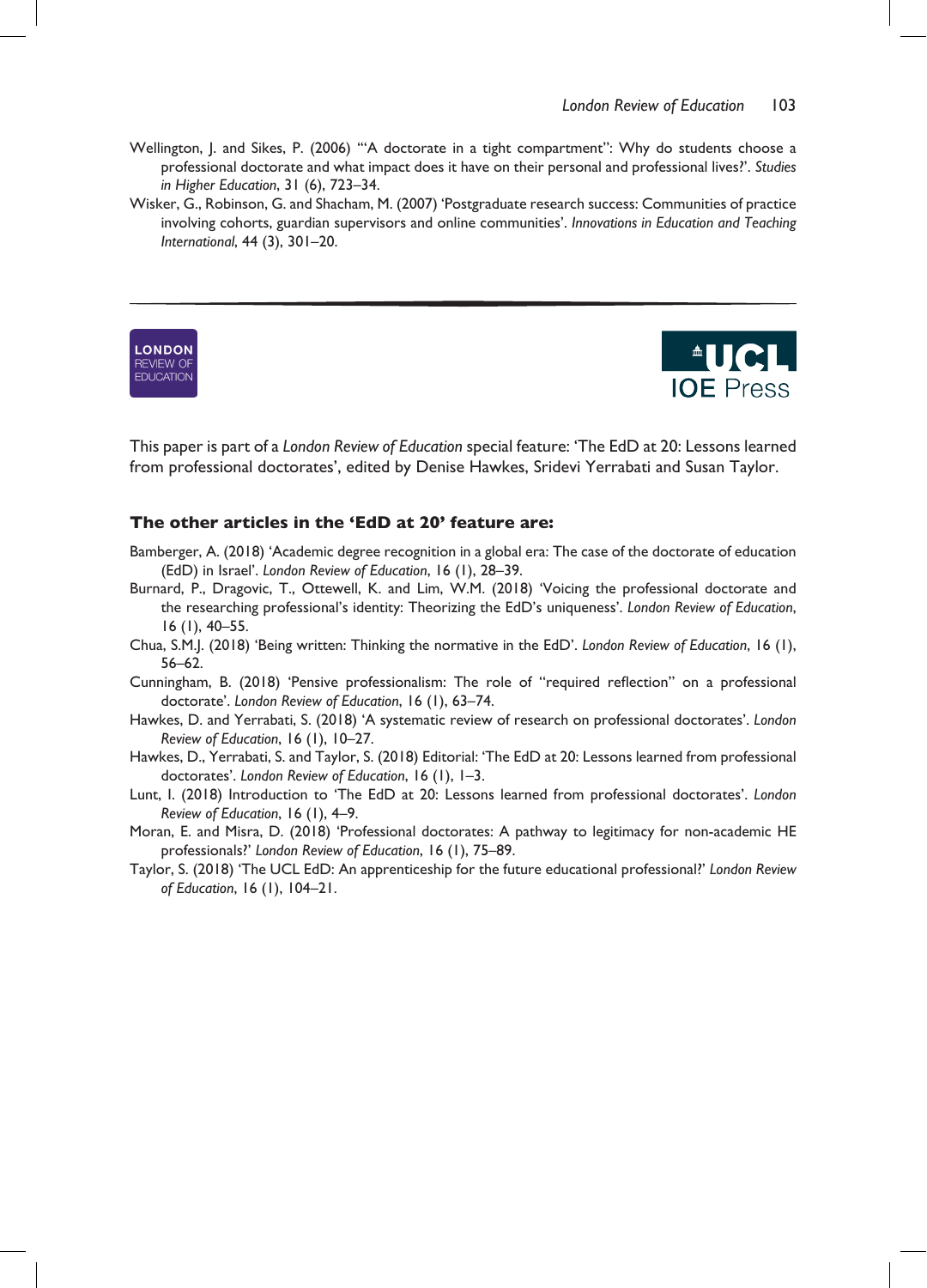Wellington, J. and Sikes, P. (2006) '"A doctorate in a tight compartment": Why do students choose a professional doctorate and what impact does it have on their personal and professional lives?'. *Studies in Higher Education*, 31 (6), 723–34.

Wisker, G., Robinson, G. and Shacham, M. (2007) 'Postgraduate research success: Communities of practice involving cohorts, guardian supervisors and online communities'. *Innovations in Education and Teaching International*, 44 (3), 301–20.

---

LONDON REVIEW OF EDUCATION

UCL IOE Press

This paper is part of a *London Review of Education* special feature: 'The EdD at 20: Lessons learned from professional doctorates', edited by Denise Hawkes, Sridevi Yerrabati and Susan Taylor.

### The other articles in the 'EdD at 20' feature are:

Bamberger, A. (2018) 'Academic degree recognition in a global era: The case of the doctorate of education (EdD) in Israel'. *London Review of Education*, 16 (1), 28–39.

Burnard, P., Dragovic, T., Ottewell, K. and Lim, W.M. (2018) 'Voicing the professional doctorate and the researching professional's identity: Theorizing the EdD's uniqueness'. *London Review of Education*, 16 (1), 40–55.

Chua, S.M.J. (2018) 'Being written: Thinking the normative in the EdD'. *London Review of Education*, 16 (1), 56–62.

Cunningham, B. (2018) 'Pensive professionalism: The role of "required reflection" on a professional doctorate'. *London Review of Education*, 16 (1), 63–74.

Hawkes, D. and Yerrabati, S. (2018) 'A systematic review of research on professional doctorates'. *London Review of Education*, 16 (1), 10–27.

Hawkes, D., Yerrabati, S. and Taylor, S. (2018) Editorial: 'The EdD at 20: Lessons learned from professional doctorates'. *London Review of Education*, 16 (1), 1–3.

Lunt, I. (2018) Introduction to 'The EdD at 20: Lessons learned from professional doctorates'. *London Review of Education*, 16 (1), 4–9.

Moran, E. and Misra, D. (2018) 'Professional doctorates: A pathway to legitimacy for non-academic HE professionals?' *London Review of Education*, 16 (1), 75–89.

Taylor, S. (2018) 'The UCL EdD: An apprenticeship for the future educational professional?' *London Review of Education*, 16 (1), 104–21.